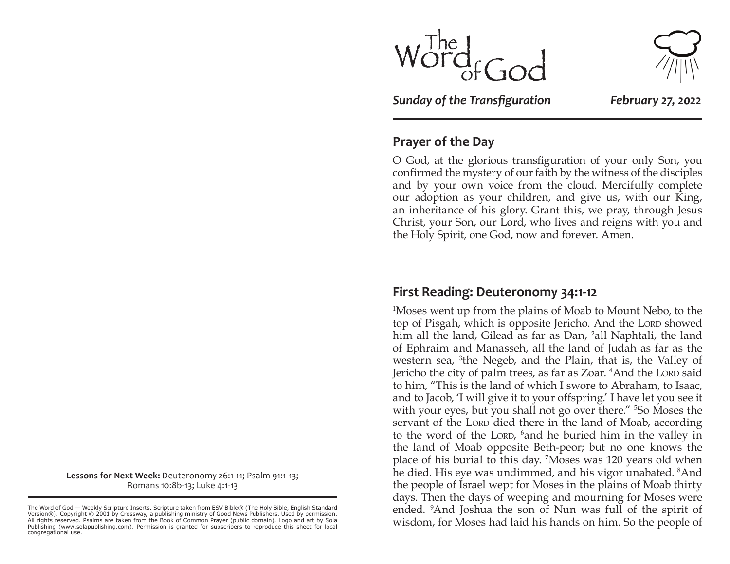# The Word of God

***Sunday of the Transfiguration*** ***February 27, 2022***

## Prayer of the Day

O God, at the glorious transfiguration of your only Son, you confirmed the mystery of our faith by the witness of the disciples and by your own voice from the cloud. Mercifully complete our adoption as your children, and give us, with our King, an inheritance of his glory. Grant this, we pray, through Jesus Christ, your Son, our Lord, who lives and reigns with you and the Holy Spirit, one God, now and forever. Amen.

## First Reading: Deuteronomy 34:1-12

[1]Moses went up from the plains of Moab to Mount Nebo, to the top of Pisgah, which is opposite Jericho. And the LORD showed him all the land, Gilead as far as Dan, [2]all Naphtali, the land of Ephraim and Manasseh, all the land of Judah as far as the western sea, [3]the Negeb, and the Plain, that is, the Valley of Jericho the city of palm trees, as far as Zoar. [4]And the LORD said to him, "This is the land of which I swore to Abraham, to Isaac, and to Jacob, 'I will give it to your offspring.' I have let you see it with your eyes, but you shall not go over there." [5]So Moses the servant of the LORD died there in the land of Moab, according to the word of the LORD, [6]and he buried him in the valley in the land of Moab opposite Beth-peor; but no one knows the place of his burial to this day. [7]Moses was 120 years old when he died. His eye was undimmed, and his vigor unabated. [8]And the people of Israel wept for Moses in the plains of Moab thirty days. Then the days of weeping and mourning for Moses were ended. [9]And Joshua the son of Nun was full of the spirit of wisdom, for Moses had laid his hands on him. So the people of

**Lessons for Next Week:** Deuteronomy 26:1-11; Psalm 91:1-13; Romans 10:8b-13; Luke 4:1-13

The Word of God — Weekly Scripture Inserts. Scripture taken from ESV Bible® (The Holy Bible, English Standard Version®). Copyright © 2001 by Crossway, a publishing ministry of Good News Publishers. Used by permission. All rights reserved. Psalms are taken from the Book of Common Prayer (public domain). Logo and art by Sola Publishing (www.solapublishing.com). Permission is granted for subscribers to reproduce this sheet for local congregational use.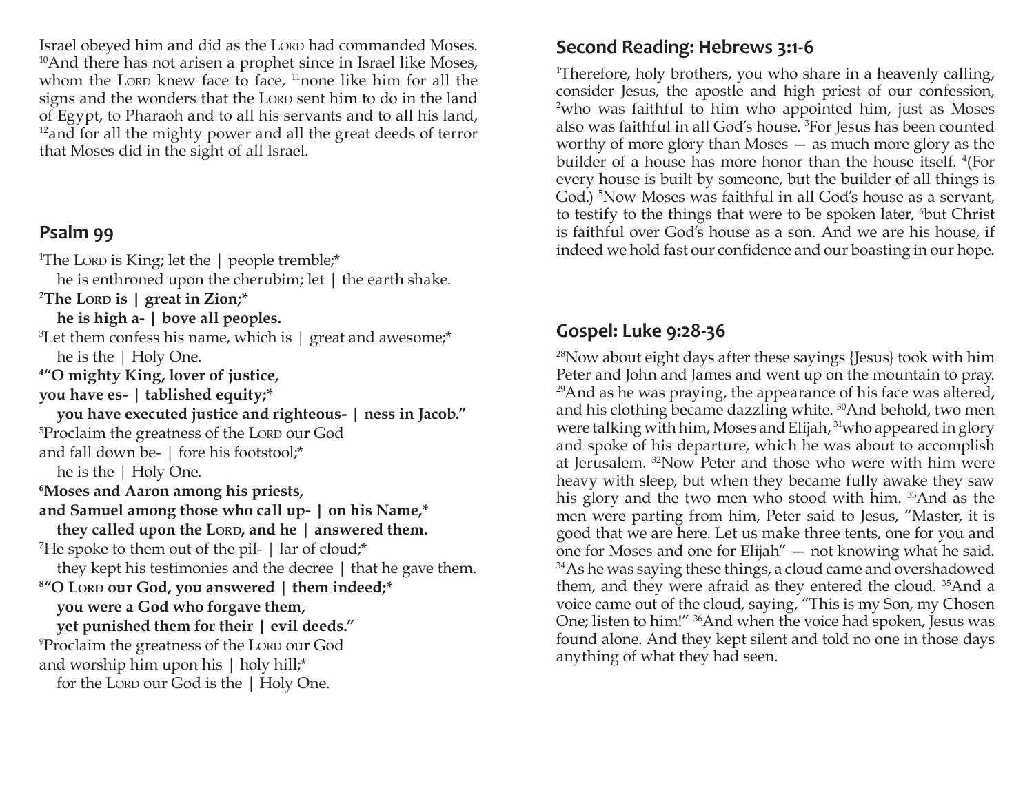Israel obeyed him and did as the LORD had commanded Moses. [10]And there has not arisen a prophet since in Israel like Moses, whom the LORD knew face to face, [11]none like him for all the signs and the wonders that the LORD sent him to do in the land of Egypt, to Pharaoh and to all his servants and to all his land, [12]and for all the mighty power and all the great deeds of terror that Moses did in the sight of all Israel.

## Psalm 99

[1]The LORD is King; let the | people tremble;*
he is enthroned upon the cherubim; let | the earth shake.
**[2]The LORD is | great in Zion;***
**he is high a- | bove all peoples.**
[3]Let them confess his name, which is | great and awesome;*
he is the | Holy One.
**[4]"O mighty King, lover of justice,**
**you have es- | tablished equity;***
**you have executed justice and righteous- | ness in Jacob."**
[5]Proclaim the greatness of the LORD our God
and fall down be- | fore his footstool;*
he is the | Holy One.
**[6]Moses and Aaron among his priests,**
**and Samuel among those who call up- | on his Name,***
**they called upon the LORD, and he | answered them.**
[7]He spoke to them out of the pil- | lar of cloud;*
they kept his testimonies and the decree | that he gave them.
**[8]"O LORD our God, you answered | them indeed;***
**you were a God who forgave them,**
**yet punished them for their | evil deeds."**
[9]Proclaim the greatness of the LORD our God
and worship him upon his | holy hill;*
for the LORD our God is the | Holy One.

## Second Reading: Hebrews 3:1-6

[1]Therefore, holy brothers, you who share in a heavenly calling, consider Jesus, the apostle and high priest of our confession, [2]who was faithful to him who appointed him, just as Moses also was faithful in all God's house. [3]For Jesus has been counted worthy of more glory than Moses — as much more glory as the builder of a house has more honor than the house itself. [4](For every house is built by someone, but the builder of all things is God.) [5]Now Moses was faithful in all God's house as a servant, to testify to the things that were to be spoken later, [6]but Christ is faithful over God's house as a son. And we are his house, if indeed we hold fast our confidence and our boasting in our hope.

## Gospel: Luke 9:28-36

[28]Now about eight days after these sayings {Jesus} took with him Peter and John and James and went up on the mountain to pray. [29]And as he was praying, the appearance of his face was altered, and his clothing became dazzling white. [30]And behold, two men were talking with him, Moses and Elijah, [31]who appeared in glory and spoke of his departure, which he was about to accomplish at Jerusalem. [32]Now Peter and those who were with him were heavy with sleep, but when they became fully awake they saw his glory and the two men who stood with him. [33]And as the men were parting from him, Peter said to Jesus, "Master, it is good that we are here. Let us make three tents, one for you and one for Moses and one for Elijah" — not knowing what he said. [34]As he was saying these things, a cloud came and overshadowed them, and they were afraid as they entered the cloud. [35]And a voice came out of the cloud, saying, "This is my Son, my Chosen One; listen to him!" [36]And when the voice had spoken, Jesus was found alone. And they kept silent and told no one in those days anything of what they had seen.